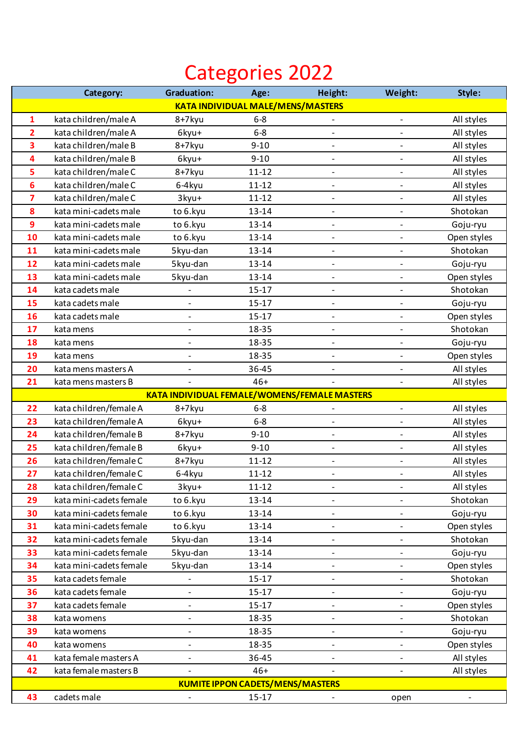# Categories 2022

| | Category: | Graduation: | Age: | Height: | Weight: | Style: |
|---|---|---|---|---|---|---|
| | **KATA INDIVIDUAL MALE/MENS/MASTERS** | | | | | |
| 1 | kata children/male A | 8+7kyu | 6-8 | - | - | All styles |
| 2 | kata children/male A | 6kyu+ | 6-8 | - | - | All styles |
| 3 | kata children/male B | 8+7kyu | 9-10 | - | - | All styles |
| 4 | kata children/male B | 6kyu+ | 9-10 | - | - | All styles |
| 5 | kata children/male C | 8+7kyu | 11-12 | - | - | All styles |
| 6 | kata children/male C | 6-4kyu | 11-12 | - | - | All styles |
| 7 | kata children/male C | 3kyu+ | 11-12 | - | - | All styles |
| 8 | kata mini-cadets male | to 6.kyu | 13-14 | - | - | Shotokan |
| 9 | kata mini-cadets male | to 6.kyu | 13-14 | - | - | Goju-ryu |
| 10 | kata mini-cadets male | to 6.kyu | 13-14 | - | - | Open styles |
| 11 | kata mini-cadets male | 5kyu-dan | 13-14 | - | - | Shotokan |
| 12 | kata mini-cadets male | 5kyu-dan | 13-14 | - | - | Goju-ryu |
| 13 | kata mini-cadets male | 5kyu-dan | 13-14 | - | - | Open styles |
| 14 | kata cadets male | - | 15-17 | - | - | Shotokan |
| 15 | kata cadets male | - | 15-17 | - | - | Goju-ryu |
| 16 | kata cadets male | - | 15-17 | - | - | Open styles |
| 17 | kata mens | - | 18-35 | - | - | Shotokan |
| 18 | kata mens | - | 18-35 | - | - | Goju-ryu |
| 19 | kata mens | - | 18-35 | - | - | Open styles |
| 20 | kata mens masters A | - | 36-45 | - | - | All styles |
| 21 | kata mens masters B | - | 46+ | - | - | All styles |
| | **KATA INDIVIDUAL FEMALE/WOMENS/FEMALE MASTERS** | | | | | |
| 22 | kata children/female A | 8+7kyu | 6-8 | - | - | All styles |
| 23 | kata children/female A | 6kyu+ | 6-8 | - | - | All styles |
| 24 | kata children/female B | 8+7kyu | 9-10 | - | - | All styles |
| 25 | kata children/female B | 6kyu+ | 9-10 | - | - | All styles |
| 26 | kata children/female C | 8+7kyu | 11-12 | - | - | All styles |
| 27 | kata children/female C | 6-4kyu | 11-12 | - | - | All styles |
| 28 | kata children/female C | 3kyu+ | 11-12 | - | - | All styles |
| 29 | kata mini-cadets female | to 6.kyu | 13-14 | - | - | Shotokan |
| 30 | kata mini-cadets female | to 6.kyu | 13-14 | - | - | Goju-ryu |
| 31 | kata mini-cadets female | to 6.kyu | 13-14 | - | - | Open styles |
| 32 | kata mini-cadets female | 5kyu-dan | 13-14 | - | - | Shotokan |
| 33 | kata mini-cadets female | 5kyu-dan | 13-14 | - | - | Goju-ryu |
| 34 | kata mini-cadets female | 5kyu-dan | 13-14 | - | - | Open styles |
| 35 | kata cadets female | - | 15-17 | - | - | Shotokan |
| 36 | kata cadets female | - | 15-17 | - | - | Goju-ryu |
| 37 | kata cadets female | - | 15-17 | - | - | Open styles |
| 38 | kata womens | - | 18-35 | - | - | Shotokan |
| 39 | kata womens | - | 18-35 | - | - | Goju-ryu |
| 40 | kata womens | - | 18-35 | - | - | Open styles |
| 41 | kata female masters A | - | 36-45 | - | - | All styles |
| 42 | kata female masters B | - | 46+ | - | - | All styles |
| | **KUMITE IPPON CADETS/MENS/MASTERS** | | | | | |
| 43 | cadets male | - | 15-17 | - | open | - |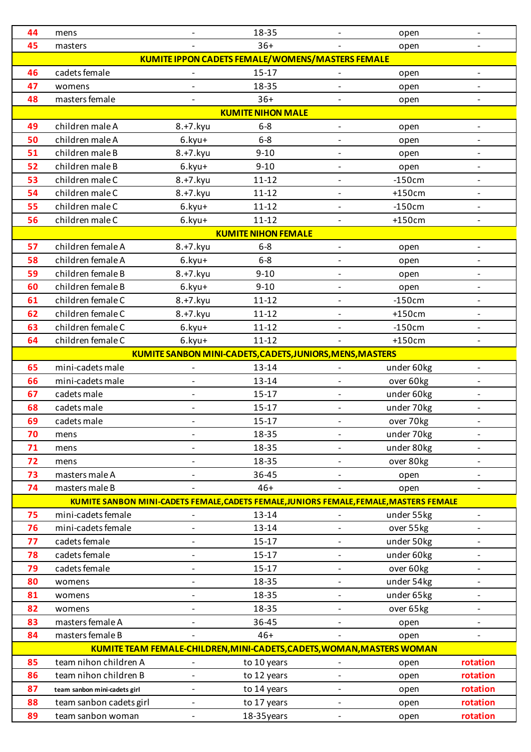| | | | | | | |
|---|---|---|---|---|---|---|
| 44 | mens | - | 18-35 | - | open | - |
| 45 | masters | - | 36+ | - | open | - |
| **KUMITE IPPON CADETS FEMALE/WOMENS/MASTERS FEMALE** | | | | | | |
| 46 | cadets female | - | 15-17 | - | open | - |
| 47 | womens | - | 18-35 | - | open | - |
| 48 | masters female | - | 36+ | - | open | - |
| **KUMITE NIHON MALE** | | | | | | |
| 49 | children male A | 8.+7.kyu | 6-8 | - | open | - |
| 50 | children male A | 6.kyu+ | 6-8 | - | open | - |
| 51 | children male B | 8.+7.kyu | 9-10 | - | open | - |
| 52 | children male B | 6.kyu+ | 9-10 | - | open | - |
| 53 | children male C | 8.+7.kyu | 11-12 | - | -150cm | - |
| 54 | children male C | 8.+7.kyu | 11-12 | - | +150cm | - |
| 55 | children male C | 6.kyu+ | 11-12 | - | -150cm | - |
| 56 | children male C | 6.kyu+ | 11-12 | - | +150cm | - |
| **KUMITE NIHON FEMALE** | | | | | | |
| 57 | children female A | 8.+7.kyu | 6-8 | - | open | - |
| 58 | children female A | 6.kyu+ | 6-8 | - | open | - |
| 59 | children female B | 8.+7.kyu | 9-10 | - | open | - |
| 60 | children female B | 6.kyu+ | 9-10 | - | open | - |
| 61 | children female C | 8.+7.kyu | 11-12 | - | -150cm | - |
| 62 | children female C | 8.+7.kyu | 11-12 | - | +150cm | - |
| 63 | children female C | 6.kyu+ | 11-12 | - | -150cm | - |
| 64 | children female C | 6.kyu+ | 11-12 | - | +150cm | - |
| **KUMITE SANBON MINI-CADETS,CADETS,JUNIORS,MENS,MASTERS** | | | | | | |
| 65 | mini-cadets male | - | 13-14 | - | under 60kg | - |
| 66 | mini-cadets male | - | 13-14 | - | over 60kg | - |
| 67 | cadets male | - | 15-17 | - | under 60kg | - |
| 68 | cadets male | - | 15-17 | - | under 70kg | - |
| 69 | cadets male | - | 15-17 | - | over 70kg | - |
| 70 | mens | - | 18-35 | - | under 70kg | - |
| 71 | mens | - | 18-35 | - | under 80kg | - |
| 72 | mens | - | 18-35 | - | over 80kg | - |
| 73 | masters male A | - | 36-45 | - | open | - |
| 74 | masters male B | - | 46+ | - | open | - |
| **KUMITE SANBON MINI-CADETS FEMALE,CADETS FEMALE,JUNIORS FEMALE,FEMALE,MASTERS FEMALE** | | | | | | |
| 75 | mini-cadets female | - | 13-14 | - | under 55kg | - |
| 76 | mini-cadets female | - | 13-14 | - | over 55kg | - |
| 77 | cadets female | - | 15-17 | - | under 50kg | - |
| 78 | cadets female | - | 15-17 | - | under 60kg | - |
| 79 | cadets female | - | 15-17 | - | over 60kg | - |
| 80 | womens | - | 18-35 | - | under 54kg | - |
| 81 | womens | - | 18-35 | - | under 65kg | - |
| 82 | womens | - | 18-35 | - | over 65kg | - |
| 83 | masters female A | - | 36-45 | - | open | - |
| 84 | masters female B | - | 46+ | - | open | - |
| **KUMITE TEAM FEMALE-CHILDREN,MINI-CADETS,CADETS,WOMAN,MASTERS WOMAN** | | | | | | |
| 85 | team nihon children A | - | to 10 years | - | open | rotation |
| 86 | team nihon children B | - | to 12 years | - | open | rotation |
| 87 | team sanbon mini-cadets girl | - | to 14 years | - | open | rotation |
| 88 | team sanbon cadets girl | - | to 17 years | - | open | rotation |
| 89 | team sanbon woman | - | 18-35years | - | open | rotation |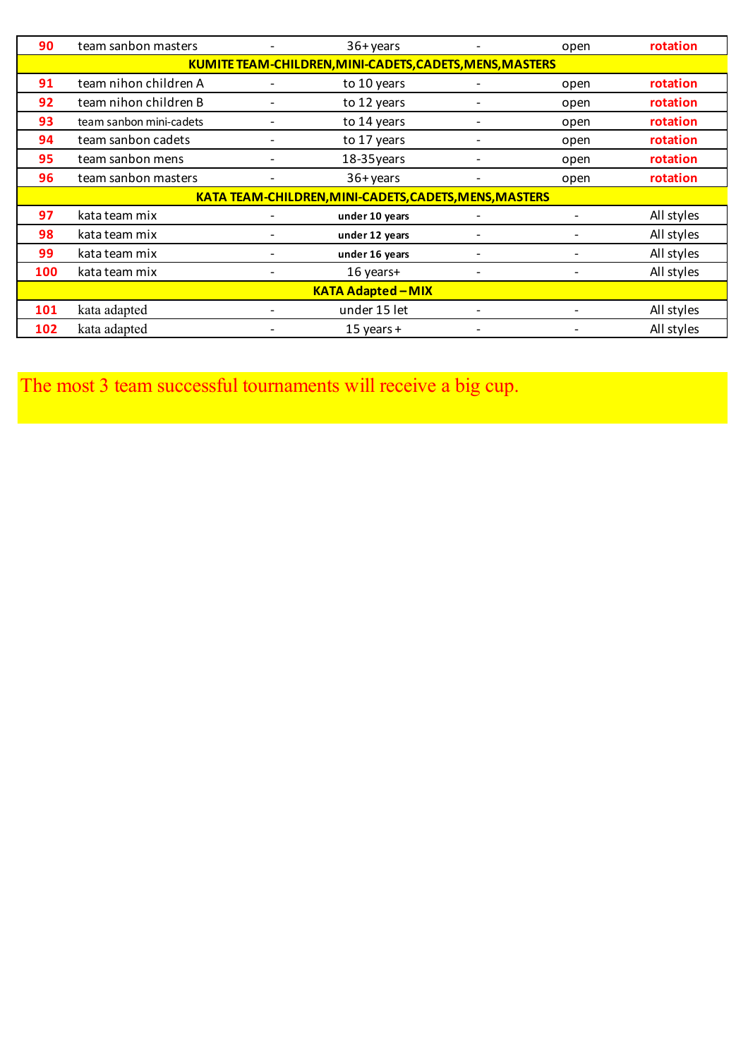| | | | | | | |
|---|---|---|---|---|---|---|
| **90** | team sanbon masters | - | 36+ years | - | open | **rotation** |
| | | | **KUMITE TEAM-CHILDREN,MINI-CADETS,CADETS,MENS,MASTERS** | | | |
| **91** | team nihon children A | - | to 10 years | - | open | **rotation** |
| **92** | team nihon children B | - | to 12 years | - | open | **rotation** |
| **93** | team sanbon mini-cadets | - | to 14 years | - | open | **rotation** |
| **94** | team sanbon cadets | - | to 17 years | - | open | **rotation** |
| **95** | team sanbon mens | - | 18-35years | - | open | **rotation** |
| **96** | team sanbon masters | - | 36+ years | - | open | **rotation** |
| | | | **KATA TEAM-CHILDREN,MINI-CADETS,CADETS,MENS,MASTERS** | | | |
| **97** | kata team mix | - | **under 10 years** | - | - | All styles |
| **98** | kata team mix | - | **under 12 years** | - | - | All styles |
| **99** | kata team mix | - | **under 16 years** | - | - | All styles |
| **100** | kata team mix | - | 16 years+ | - | - | All styles |
| | | | **KATA Adapted – MIX** | | | |
| **101** | kata adapted | - | under 15 let | - | - | All styles |
| **102** | kata adapted | - | 15 years + | - | - | All styles |

The most 3 team successful tournaments will receive a big cup.